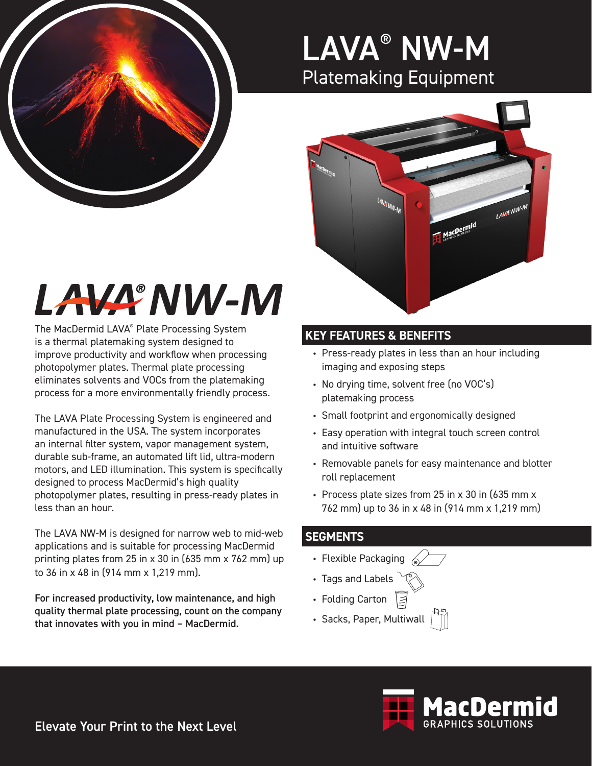# LAVA® NW-M
## Platemaking Equipment

# LAVA® NW-M

The MacDermid LAVA® Plate Processing System is a thermal platemaking system designed to improve productivity and workflow when processing photopolymer plates. Thermal plate processing eliminates solvents and VOCs from the platemaking process for a more environmentally friendly process.

The LAVA Plate Processing System is engineered and manufactured in the USA. The system incorporates an internal filter system, vapor management system, durable sub-frame, an automated lift lid, ultra-modern motors, and LED illumination. This system is specifically designed to process MacDermid's high quality photopolymer plates, resulting in press-ready plates in less than an hour.

The LAVA NW-M is designed for narrow web to mid-web applications and is suitable for processing MacDermid printing plates from 25 in x 30 in (635 mm x 762 mm) up to 36 in x 48 in (914 mm x 1,219 mm).

**For increased productivity, low maintenance, and high quality thermal plate processing, count on the company that innovates with you in mind – MacDermid.**

## KEY FEATURES & BENEFITS

- Press-ready plates in less than an hour including imaging and exposing steps
- No drying time, solvent free (no VOC's) platemaking process
- Small footprint and ergonomically designed
- Easy operation with integral touch screen control and intuitive software
- Removable panels for easy maintenance and blotter roll replacement
- Process plate sizes from 25 in x 30 in (635 mm x 762 mm) up to 36 in x 48 in (914 mm x 1,219 mm)

## SEGMENTS

- Flexible Packaging
- Tags and Labels
- Folding Carton
- Sacks, Paper, Multiwall

Elevate Your Print to the Next Level

MacDermid GRAPHICS SOLUTIONS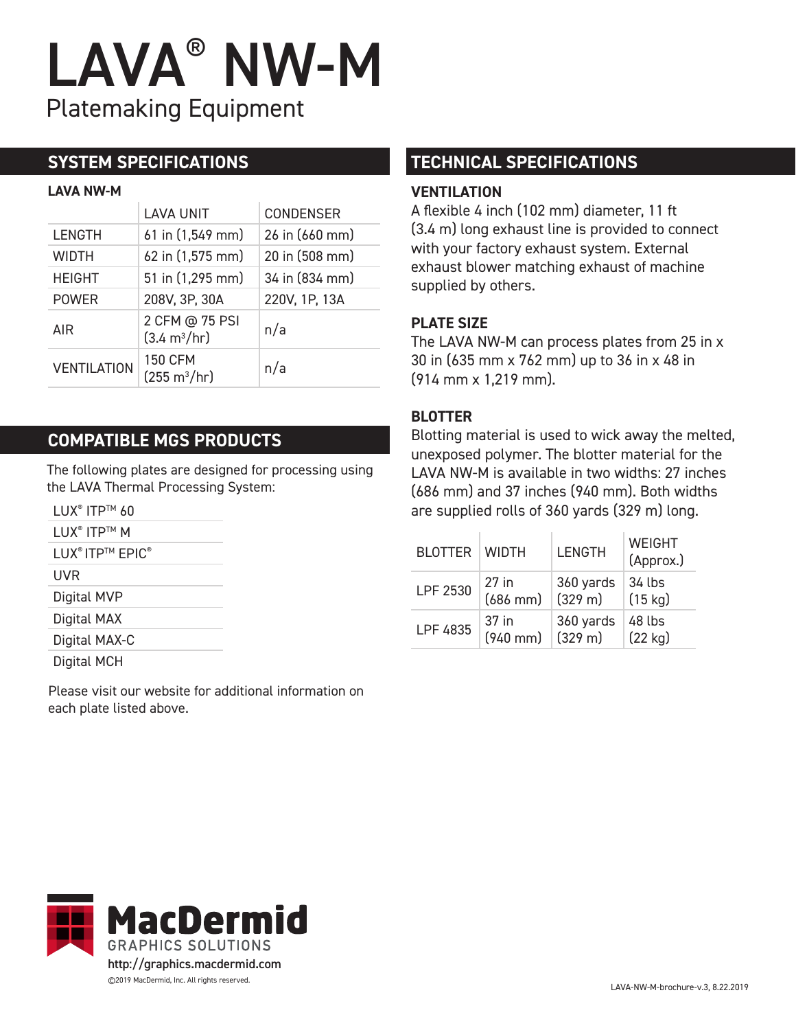# LAVA® NW-M

Platemaking Equipment

## SYSTEM SPECIFICATIONS

**LAVA NW-M**

| | LAVA UNIT | CONDENSER |
|---|---|---|
| LENGTH | 61 in (1,549 mm) | 26 in (660 mm) |
| WIDTH | 62 in (1,575 mm) | 20 in (508 mm) |
| HEIGHT | 51 in (1,295 mm) | 34 in (834 mm) |
| POWER | 208V, 3P, 30A | 220V, 1P, 13A |
| AIR | 2 CFM @ 75 PSI ($3.4\ m^3/hr$) | n/a |
| VENTILATION | 150 CFM ($255\ m^3/hr$) | n/a |

## COMPATIBLE MGS PRODUCTS

The following plates are designed for processing using the LAVA Thermal Processing System:

- LUX® ITP™ 60
- LUX® ITP™ M
- LUX® ITP™ EPIC®
- UVR
- Digital MVP
- Digital MAX
- Digital MAX-C
- Digital MCH

Please visit our website for additional information on each plate listed above.

## TECHNICAL SPECIFICATIONS

### VENTILATION

A flexible 4 inch (102 mm) diameter, 11 ft (3.4 m) long exhaust line is provided to connect with your factory exhaust system. External exhaust blower matching exhaust of machine supplied by others.

### PLATE SIZE

The LAVA NW-M can process plates from 25 in x 30 in (635 mm x 762 mm) up to 36 in x 48 in (914 mm x 1,219 mm).

### BLOTTER

Blotting material is used to wick away the melted, unexposed polymer. The blotter material for the LAVA NW-M is available in two widths: 27 inches (686 mm) and 37 inches (940 mm). Both widths are supplied rolls of 360 yards (329 m) long.

| BLOTTER | WIDTH | LENGTH | WEIGHT (Approx.) |
|---|---|---|---|
| LPF 2530 | 27 in (686 mm) | 360 yards (329 m) | 34 lbs (15 kg) |
| LPF 4835 | 37 in (940 mm) | 360 yards (329 m) | 48 lbs (22 kg) |

MacDermid GRAPHICS SOLUTIONS

http://graphics.macdermid.com

©2019 MacDermid, Inc. All rights reserved.

LAVA-NW-M-brochure-v.3, 8.22.2019